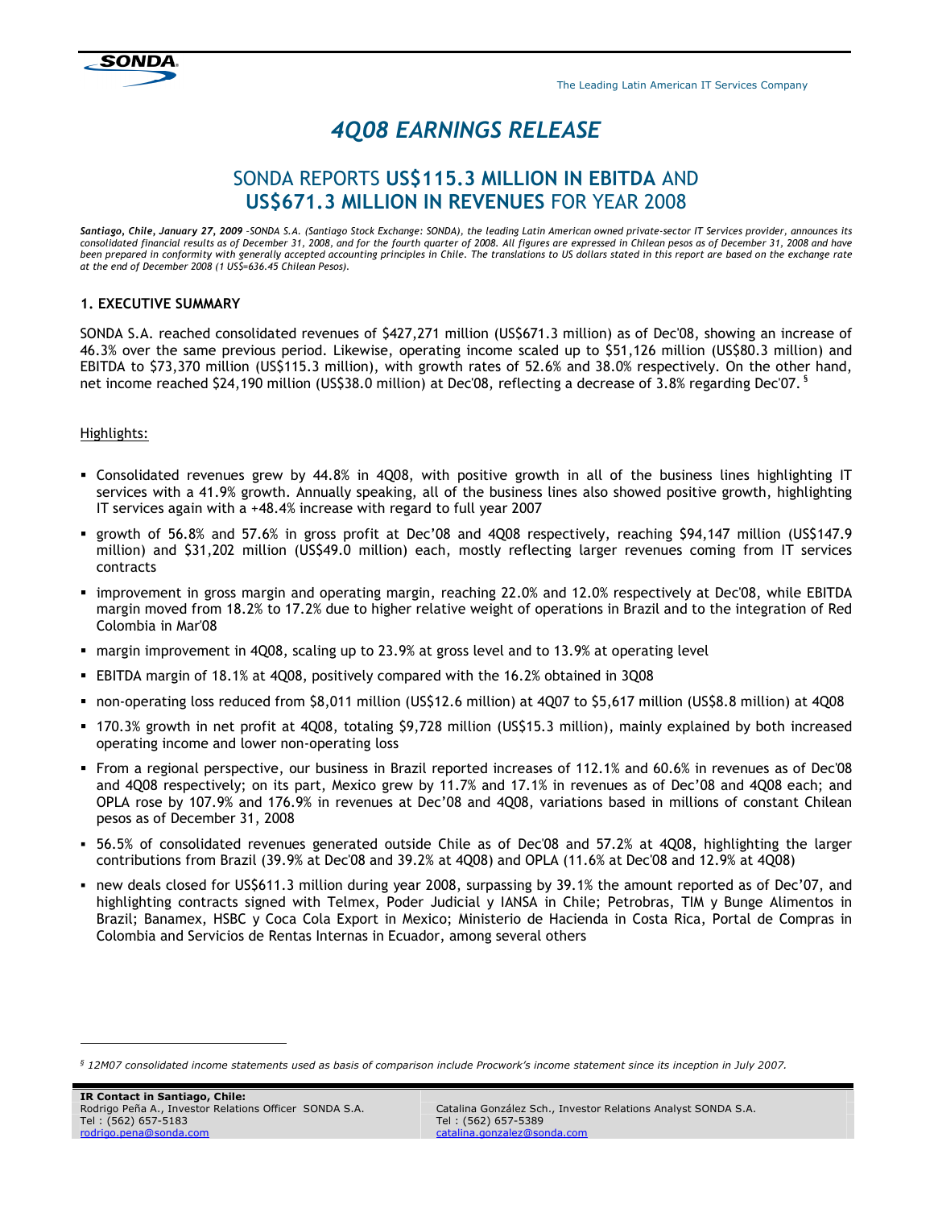# 4Q08 EARNINGS RELEASE

## SONDA REPORTS **US$115.3 MILLION IN EBITDA** AND **US$671.3 MILLION IN REVENUES** FOR YEAR 2008

***Santiago, Chile, January 27, 2009*** *–SONDA S.A. (Santiago Stock Exchange: SONDA), the leading Latin American owned private-sector IT Services provider, announces its consolidated financial results as of December 31, 2008, and for the fourth quarter of 2008. All figures are expressed in Chilean pesos as of December 31, 2008 and have been prepared in conformity with generally accepted accounting principles in Chile. The translations to US dollars stated in this report are based on the exchange rate at the end of December 2008 (1 US$=636.45 Chilean Pesos).*

### 1. EXECUTIVE SUMMARY

SONDA S.A. reached consolidated revenues of $427,271 million (US$671.3 million) as of Dec'08, showing an increase of 46.3% over the same previous period. Likewise, operating income scaled up to $51,126 million (US$80.3 million) and EBITDA to $73,370 million (US$115.3 million), with growth rates of 52.6% and 38.0% respectively. On the other hand, net income reached $24,190 million (US$38.0 million) at Dec'08, reflecting a decrease of 3.8% regarding Dec'07. [§]

Highlights:

- Consolidated revenues grew by 44.8% in 4Q08, with positive growth in all of the business lines highlighting IT services with a 41.9% growth. Annually speaking, all of the business lines also showed positive growth, highlighting IT services again with a +48.4% increase with regard to full year 2007
- growth of 56.8% and 57.6% in gross profit at Dec'08 and 4Q08 respectively, reaching $94,147 million (US$147.9 million) and $31,202 million (US$49.0 million) each, mostly reflecting larger revenues coming from IT services contracts
- improvement in gross margin and operating margin, reaching 22.0% and 12.0% respectively at Dec'08, while EBITDA margin moved from 18.2% to 17.2% due to higher relative weight of operations in Brazil and to the integration of Red Colombia in Mar'08
- margin improvement in 4Q08, scaling up to 23.9% at gross level and to 13.9% at operating level
- EBITDA margin of 18.1% at 4Q08, positively compared with the 16.2% obtained in 3Q08
- non-operating loss reduced from $8,011 million (US$12.6 million) at 4Q07 to $5,617 million (US$8.8 million) at 4Q08
- 170.3% growth in net profit at 4Q08, totaling $9,728 million (US$15.3 million), mainly explained by both increased operating income and lower non-operating loss
- From a regional perspective, our business in Brazil reported increases of 112.1% and 60.6% in revenues as of Dec'08 and 4Q08 respectively; on its part, Mexico grew by 11.7% and 17.1% in revenues as of Dec'08 and 4Q08 each; and OPLA rose by 107.9% and 176.9% in revenues at Dec'08 and 4Q08, variations based in millions of constant Chilean pesos as of December 31, 2008
- 56.5% of consolidated revenues generated outside Chile as of Dec'08 and 57.2% at 4Q08, highlighting the larger contributions from Brazil (39.9% at Dec'08 and 39.2% at 4Q08) and OPLA (11.6% at Dec'08 and 12.9% at 4Q08)
- new deals closed for US$611.3 million during year 2008, surpassing by 39.1% the amount reported as of Dec'07, and highlighting contracts signed with Telmex, Poder Judicial y IANSA in Chile; Petrobras, TIM y Bunge Alimentos in Brazil; Banamex, HSBC y Coca Cola Export in Mexico; Ministerio de Hacienda in Costa Rica, Portal de Compras in Colombia and Servicios de Rentas Internas in Ecuador, among several others

---

*[§] 12M07 consolidated income statements used as basis of comparison include Procwork's income statement since its inception in July 2007.*

**IR Contact in Santiago, Chile:**
Rodrigo Peña A., Investor Relations Officer SONDA S.A.
Tel : (562) 657-5183
rodrigo.pena@sonda.com

Catalina González Sch., Investor Relations Analyst SONDA S.A.
Tel : (562) 657-5389
catalina.gonzalez@sonda.com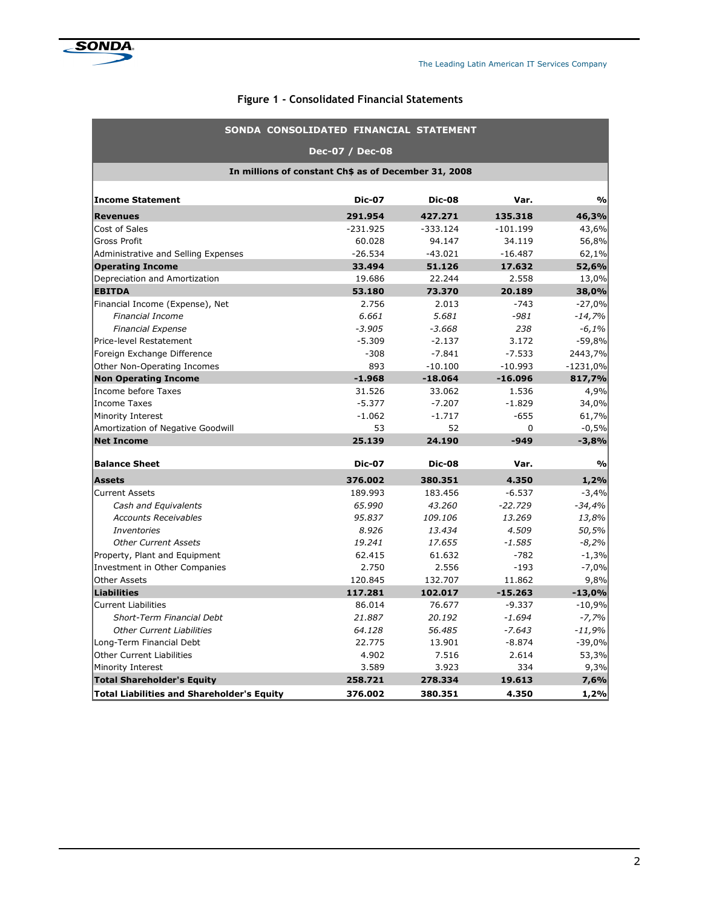## Figure 1 - Consolidated Financial Statements

| SONDA CONSOLIDATED FINANCIAL STATEMENT | | | | |
|---|---|---|---|---|
| Dec-07 / Dec-08 | | | | |
| In millions of constant Ch$ as of December 31, 2008 | | | | |
| **Income Statement** | **Dic-07** | **Dic-08** | **Var.** | **%** |
| **Revenues** | **291.954** | **427.271** | **135.318** | **46,3%** |
| Cost of Sales | -231.925 | -333.124 | -101.199 | 43,6% |
| Gross Profit | 60.028 | 94.147 | 34.119 | 56,8% |
| Administrative and Selling Expenses | -26.534 | -43.021 | -16.487 | 62,1% |
| **Operating Income** | **33.494** | **51.126** | **17.632** | **52,6%** |
| Depreciation and Amortization | 19.686 | 22.244 | 2.558 | 13,0% |
| **EBITDA** | **53.180** | **73.370** | **20.189** | **38,0%** |
| Financial Income (Expense), Net | 2.756 | 2.013 | -743 | -27,0% |
| *Financial Income* | *6.661* | *5.681* | *-981* | *-14,7%* |
| *Financial Expense* | *-3.905* | *-3.668* | *238* | *-6,1%* |
| Price-level Restatement | -5.309 | -2.137 | 3.172 | -59,8% |
| Foreign Exchange Difference | -308 | -7.841 | -7.533 | 2443,7% |
| Other Non-Operating Incomes | 893 | -10.100 | -10.993 | -1231,0% |
| **Non Operating Income** | **-1.968** | **-18.064** | **-16.096** | **817,7%** |
| Income before Taxes | 31.526 | 33.062 | 1.536 | 4,9% |
| Income Taxes | -5.377 | -7.207 | -1.829 | 34,0% |
| Minority Interest | -1.062 | -1.717 | -655 | 61,7% |
| Amortization of Negative Goodwill | 53 | 52 | 0 | -0,5% |
| **Net Income** | **25.139** | **24.190** | **-949** | **-3,8%** |
| | | | | |
| **Balance Sheet** | **Dic-07** | **Dic-08** | **Var.** | **%** |
| **Assets** | **376.002** | **380.351** | **4.350** | **1,2%** |
| Current Assets | 189.993 | 183.456 | -6.537 | -3,4% |
| *Cash and Equivalents* | *65.990* | *43.260* | *-22.729* | *-34,4%* |
| *Accounts Receivables* | *95.837* | *109.106* | *13.269* | *13,8%* |
| *Inventories* | *8.926* | *13.434* | *4.509* | *50,5%* |
| *Other Current Assets* | *19.241* | *17.655* | *-1.585* | *-8,2%* |
| Property, Plant and Equipment | 62.415 | 61.632 | -782 | -1,3% |
| Investment in Other Companies | 2.750 | 2.556 | -193 | -7,0% |
| Other Assets | 120.845 | 132.707 | 11.862 | 9,8% |
| **Liabilities** | **117.281** | **102.017** | **-15.263** | **-13,0%** |
| Current Liabilities | 86.014 | 76.677 | -9.337 | -10,9% |
| *Short-Term Financial Debt* | *21.887* | *20.192* | *-1.694* | *-7,7%* |
| *Other Current Liabilities* | *64.128* | *56.485* | *-7.643* | *-11,9%* |
| Long-Term Financial Debt | 22.775 | 13.901 | -8.874 | -39,0% |
| Other Current Liabilities | 4.902 | 7.516 | 2.614 | 53,3% |
| Minority Interest | 3.589 | 3.923 | 334 | 9,3% |
| **Total Shareholder's Equity** | **258.721** | **278.334** | **19.613** | **7,6%** |
| **Total Liabilities and Shareholder's Equity** | **376.002** | **380.351** | **4.350** | **1,2%** |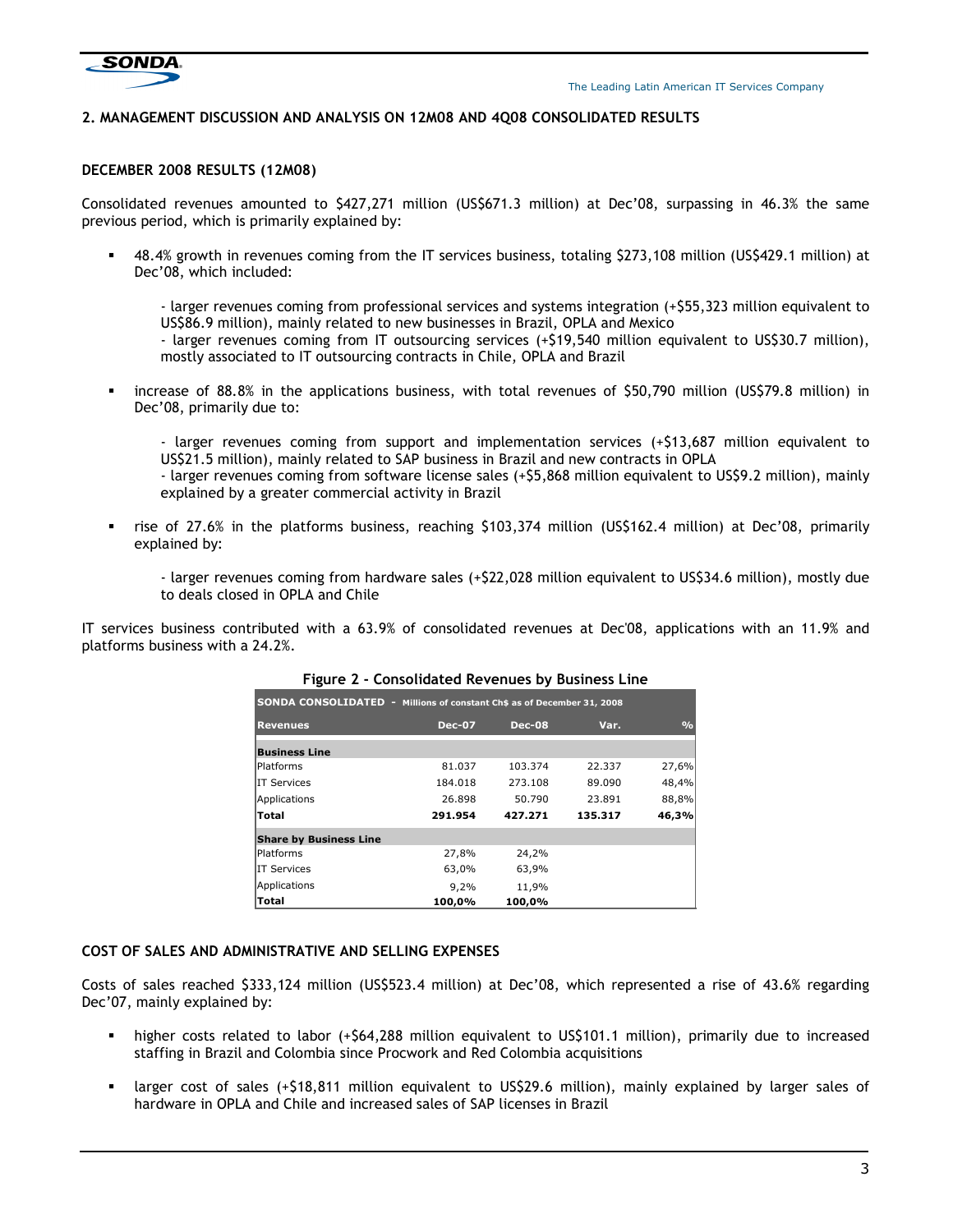## 2. MANAGEMENT DISCUSSION AND ANALYSIS ON 12M08 AND 4Q08 CONSOLIDATED RESULTS

### DECEMBER 2008 RESULTS (12M08)

Consolidated revenues amounted to $427,271 million (US$671.3 million) at Dec'08, surpassing in 46.3% the same previous period, which is primarily explained by:

- 48.4% growth in revenues coming from the IT services business, totaling $273,108 million (US$429.1 million) at Dec'08, which included:

  - larger revenues coming from professional services and systems integration (+$55,323 million equivalent to US$86.9 million), mainly related to new businesses in Brazil, OPLA and Mexico
  - larger revenues coming from IT outsourcing services (+$19,540 million equivalent to US$30.7 million), mostly associated to IT outsourcing contracts in Chile, OPLA and Brazil

- increase of 88.8% in the applications business, with total revenues of $50,790 million (US$79.8 million) in Dec'08, primarily due to:

  - larger revenues coming from support and implementation services (+$13,687 million equivalent to US$21.5 million), mainly related to SAP business in Brazil and new contracts in OPLA
  - larger revenues coming from software license sales (+$5,868 million equivalent to US$9.2 million), mainly explained by a greater commercial activity in Brazil

- rise of 27.6% in the platforms business, reaching $103,374 million (US$162.4 million) at Dec'08, primarily explained by:

  - larger revenues coming from hardware sales (+$22,028 million equivalent to US$34.6 million), mostly due to deals closed in OPLA and Chile

IT services business contributed with a 63.9% of consolidated revenues at Dec'08, applications with an 11.9% and platforms business with a 24.2%.

**Figure 2 - Consolidated Revenues by Business Line**

| SONDA CONSOLIDATED - Millions of constant Ch$ as of December 31, 2008 | | | | |
|---|---|---|---|---|
| **Revenues** | **Dec-07** | **Dec-08** | **Var.** | **%** |
| **Business Line** | | | | |
| Platforms | 81.037 | 103.374 | 22.337 | 27,6% |
| IT Services | 184.018 | 273.108 | 89.090 | 48,4% |
| Applications | 26.898 | 50.790 | 23.891 | 88,8% |
| **Total** | **291.954** | **427.271** | **135.317** | **46,3%** |
| **Share by Business Line** | | | | |
| Platforms | 27,8% | 24,2% | | |
| IT Services | 63,0% | 63,9% | | |
| Applications | 9,2% | 11,9% | | |
| **Total** | **100,0%** | **100,0%** | | |

### COST OF SALES AND ADMINISTRATIVE AND SELLING EXPENSES

Costs of sales reached $333,124 million (US$523.4 million) at Dec'08, which represented a rise of 43.6% regarding Dec'07, mainly explained by:

- higher costs related to labor (+$64,288 million equivalent to US$101.1 million), primarily due to increased staffing in Brazil and Colombia since Procwork and Red Colombia acquisitions

- larger cost of sales (+$18,811 million equivalent to US$29.6 million), mainly explained by larger sales of hardware in OPLA and Chile and increased sales of SAP licenses in Brazil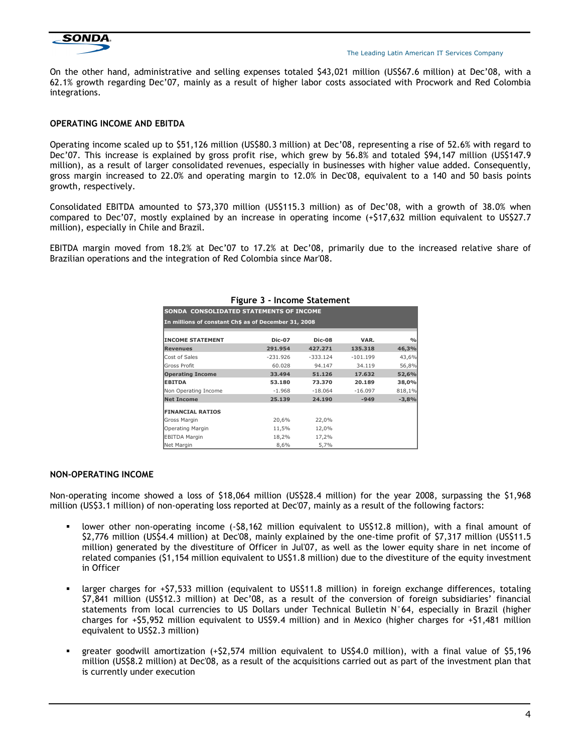On the other hand, administrative and selling expenses totaled $43,021 million (US$67.6 million) at Dec'08, with a 62.1% growth regarding Dec'07, mainly as a result of higher labor costs associated with Procwork and Red Colombia integrations.

## OPERATING INCOME AND EBITDA

Operating income scaled up to $51,126 million (US$80.3 million) at Dec'08, representing a rise of 52.6% with regard to Dec'07. This increase is explained by gross profit rise, which grew by 56.8% and totaled $94,147 million (US$147.9 million), as a result of larger consolidated revenues, especially in businesses with higher value added. Consequently, gross margin increased to 22.0% and operating margin to 12.0% in Dec'08, equivalent to a 140 and 50 basis points growth, respectively.

Consolidated EBITDA amounted to $73,370 million (US$115.3 million) as of Dec'08, with a growth of 38.0% when compared to Dec'07, mostly explained by an increase in operating income (+$17,632 million equivalent to US$27.7 million), especially in Chile and Brazil.

EBITDA margin moved from 18.2% at Dec'07 to 17.2% at Dec'08, primarily due to the increased relative share of Brazilian operations and the integration of Red Colombia since Mar'08.

**Figure 3 - Income Statement**

**SONDA CONSOLIDATED STATEMENTS OF INCOME**
In millions of constant Ch$ as of December 31, 2008

| INCOME STATEMENT | Dic-07 | Dic-08 | VAR. | % |
|---|---|---|---|---|
| **Revenues** | **291.954** | **427.271** | **135.318** | **46,3%** |
| Cost of Sales | -231.926 | -333.124 | -101.199 | 43,6% |
| Gross Profit | 60.028 | 94.147 | 34.119 | 56,8% |
| **Operating Income** | **33.494** | **51.126** | **17.632** | **52,6%** |
| **EBITDA** | **53.180** | **73.370** | **20.189** | **38,0%** |
| Non Operating Income | -1.968 | -18.064 | -16.097 | 818,1% |
| **Net Income** | **25.139** | **24.190** | **-949** | **-3,8%** |
| **FINANCIAL RATIOS** | | | | |
| Gross Margin | 20,6% | 22,0% | | |
| Operating Margin | 11,5% | 12,0% | | |
| EBITDA Margin | 18,2% | 17,2% | | |
| Net Margin | 8,6% | 5,7% | | |

## NON-OPERATING INCOME

Non-operating income showed a loss of $18,064 million (US$28.4 million) for the year 2008, surpassing the $1,968 million (US$3.1 million) of non-operating loss reported at Dec'07, mainly as a result of the following factors:

- lower other non-operating income (-$8,162 million equivalent to US$12.8 million), with a final amount of $2,776 million (US$4.4 million) at Dec'08, mainly explained by the one-time profit of $7,317 million (US$11.5 million) generated by the divestiture of Officer in Jul'07, as well as the lower equity share in net income of related companies ($1,154 million equivalent to US$1.8 million) due to the divestiture of the equity investment in Officer
- larger charges for +$7,533 million (equivalent to US$11.8 million) in foreign exchange differences, totaling $7,841 million (US$12.3 million) at Dec'08, as a result of the conversion of foreign subsidiaries' financial statements from local currencies to US Dollars under Technical Bulletin N°64, especially in Brazil (higher charges for +$5,952 million equivalent to US$9.4 million) and in Mexico (higher charges for +$1,481 million equivalent to US$2.3 million)
- greater goodwill amortization (+$2,574 million equivalent to US$4.0 million), with a final value of $5,196 million (US$8.2 million) at Dec'08, as a result of the acquisitions carried out as part of the investment plan that is currently under execution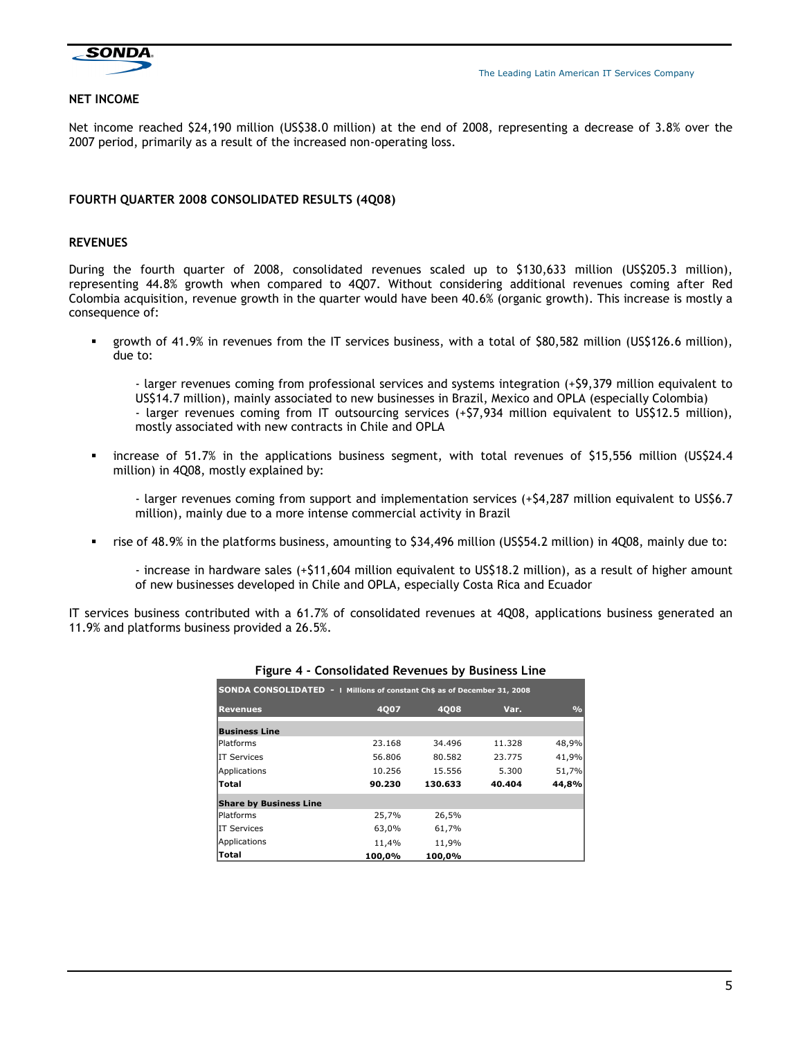## NET INCOME

Net income reached $24,190 million (US$38.0 million) at the end of 2008, representing a decrease of 3.8% over the 2007 period, primarily as a result of the increased non-operating loss.

## FOURTH QUARTER 2008 CONSOLIDATED RESULTS (4Q08)

### REVENUES

During the fourth quarter of 2008, consolidated revenues scaled up to $130,633 million (US$205.3 million), representing 44.8% growth when compared to 4Q07. Without considering additional revenues coming after Red Colombia acquisition, revenue growth in the quarter would have been 40.6% (organic growth). This increase is mostly a consequence of:

- growth of 41.9% in revenues from the IT services business, with a total of $80,582 million (US$126.6 million), due to:

  - larger revenues coming from professional services and systems integration (+$9,379 million equivalent to US$14.7 million), mainly associated to new businesses in Brazil, Mexico and OPLA (especially Colombia)
  - larger revenues coming from IT outsourcing services (+$7,934 million equivalent to US$12.5 million), mostly associated with new contracts in Chile and OPLA

- increase of 51.7% in the applications business segment, with total revenues of $15,556 million (US$24.4 million) in 4Q08, mostly explained by:

  - larger revenues coming from support and implementation services (+$4,287 million equivalent to US$6.7 million), mainly due to a more intense commercial activity in Brazil

- rise of 48.9% in the platforms business, amounting to $34,496 million (US$54.2 million) in 4Q08, mainly due to:

  - increase in hardware sales (+$11,604 million equivalent to US$18.2 million), as a result of higher amount of new businesses developed in Chile and OPLA, especially Costa Rica and Ecuador

IT services business contributed with a 61.7% of consolidated revenues at 4Q08, applications business generated an 11.9% and platforms business provided a 26.5%.

**Figure 4 - Consolidated Revenues by Business Line**

| SONDA CONSOLIDATED - I Millions of constant Ch$ as of December 31, 2008 | | | | |
|---|---|---|---|---|
| **Revenues** | **4Q07** | **4Q08** | **Var.** | **%** |
| **Business Line** | | | | |
| Platforms | 23.168 | 34.496 | 11.328 | 48,9% |
| IT Services | 56.806 | 80.582 | 23.775 | 41,9% |
| Applications | 10.256 | 15.556 | 5.300 | 51,7% |
| **Total** | **90.230** | **130.633** | **40.404** | **44,8%** |
| **Share by Business Line** | | | | |
| Platforms | 25,7% | 26,5% | | |
| IT Services | 63,0% | 61,7% | | |
| Applications | 11,4% | 11,9% | | |
| **Total** | **100,0%** | **100,0%** | | |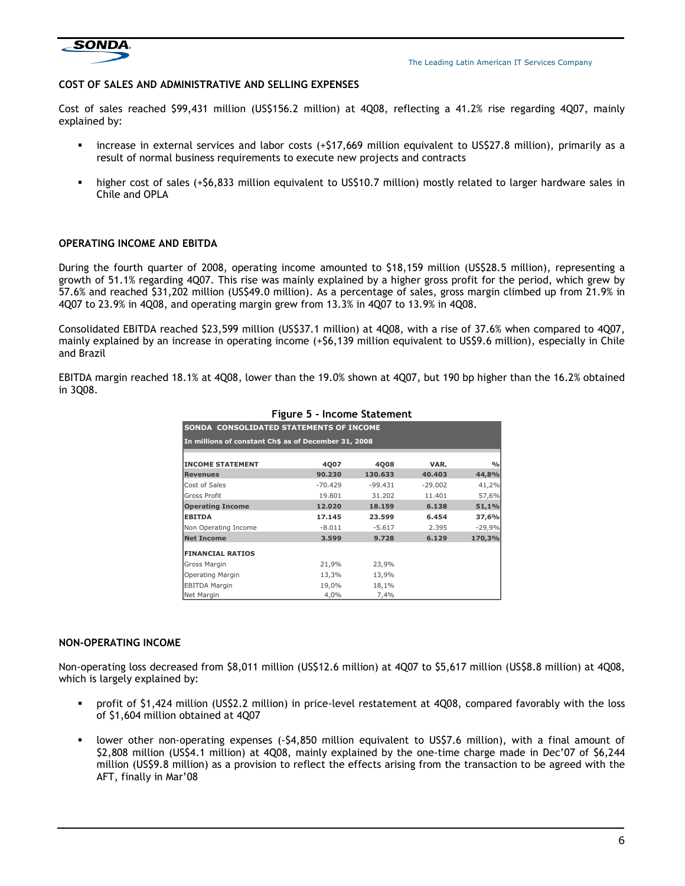## COST OF SALES AND ADMINISTRATIVE AND SELLING EXPENSES

Cost of sales reached $99,431 million (US$156.2 million) at 4Q08, reflecting a 41.2% rise regarding 4Q07, mainly explained by:

- increase in external services and labor costs (+$17,669 million equivalent to US$27.8 million), primarily as a result of normal business requirements to execute new projects and contracts
- higher cost of sales (+$6,833 million equivalent to US$10.7 million) mostly related to larger hardware sales in Chile and OPLA

## OPERATING INCOME AND EBITDA

During the fourth quarter of 2008, operating income amounted to $18,159 million (US$28.5 million), representing a growth of 51.1% regarding 4Q07. This rise was mainly explained by a higher gross profit for the period, which grew by 57.6% and reached $31,202 million (US$49.0 million). As a percentage of sales, gross margin climbed up from 21.9% in 4Q07 to 23.9% in 4Q08, and operating margin grew from 13.3% in 4Q07 to 13.9% in 4Q08.

Consolidated EBITDA reached $23,599 million (US$37.1 million) at 4Q08, with a rise of 37.6% when compared to 4Q07, mainly explained by an increase in operating income (+$6,139 million equivalent to US$9.6 million), especially in Chile and Brazil

EBITDA margin reached 18.1% at 4Q08, lower than the 19.0% shown at 4Q07, but 190 bp higher than the 16.2% obtained in 3Q08.

**Figure 5 - Income Statement**

**SONDA CONSOLIDATED STATEMENTS OF INCOME**
**In millions of constant Ch$ as of December 31, 2008**

| INCOME STATEMENT | 4Q07 | 4Q08 | VAR. | % |
|---|---|---|---|---|
| **Revenues** | **90.230** | **130.633** | **40.403** | **44,8%** |
| Cost of Sales | -70.429 | -99.431 | -29.002 | 41,2% |
| Gross Profit | 19.801 | 31.202 | 11.401 | 57,6% |
| **Operating Income** | **12.020** | **18.159** | **6.138** | **51,1%** |
| **EBITDA** | **17.145** | **23.599** | **6.454** | **37,6%** |
| Non Operating Income | -8.011 | -5.617 | 2.395 | -29,9% |
| **Net Income** | **3.599** | **9.728** | **6.129** | **170,3%** |
| **FINANCIAL RATIOS** | | | | |
| Gross Margin | 21,9% | 23,9% | | |
| Operating Margin | 13,3% | 13,9% | | |
| EBITDA Margin | 19,0% | 18,1% | | |
| Net Margin | 4,0% | 7,4% | | |

## NON-OPERATING INCOME

Non-operating loss decreased from $8,011 million (US$12.6 million) at 4Q07 to $5,617 million (US$8.8 million) at 4Q08, which is largely explained by:

- profit of $1,424 million (US$2.2 million) in price-level restatement at 4Q08, compared favorably with the loss of $1,604 million obtained at 4Q07
- lower other non-operating expenses (-$4,850 million equivalent to US$7.6 million), with a final amount of $2,808 million (US$4.1 million) at 4Q08, mainly explained by the one-time charge made in Dec'07 of $6,244 million (US$9.8 million) as a provision to reflect the effects arising from the transaction to be agreed with the AFT, finally in Mar'08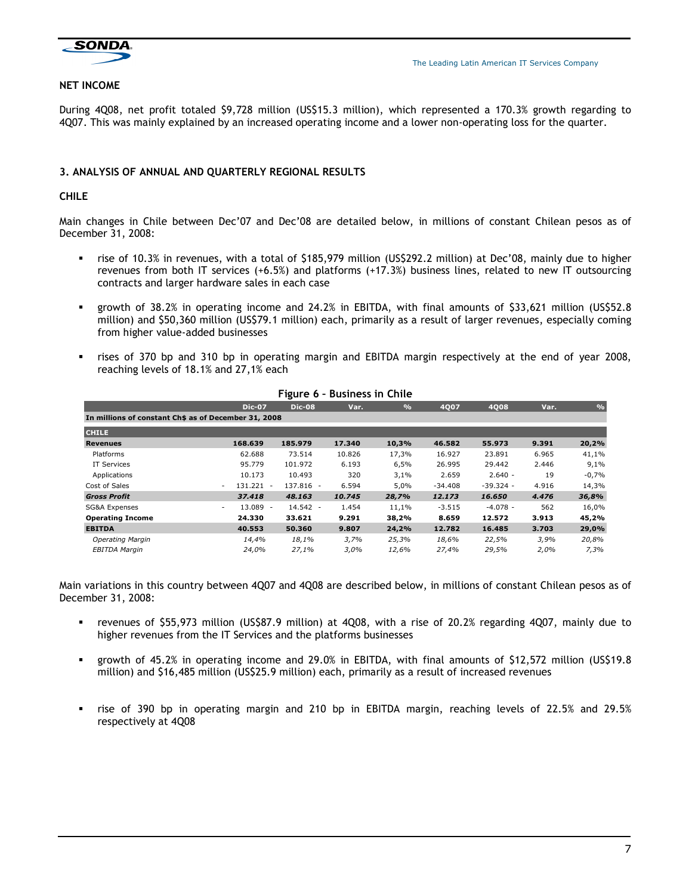## NET INCOME

During 4Q08, net profit totaled $9,728 million (US$15.3 million), which represented a 170.3% growth regarding to 4Q07. This was mainly explained by an increased operating income and a lower non-operating loss for the quarter.

## 3. ANALYSIS OF ANNUAL AND QUARTERLY REGIONAL RESULTS

### CHILE

Main changes in Chile between Dec'07 and Dec'08 are detailed below, in millions of constant Chilean pesos as of December 31, 2008:

- rise of 10.3% in revenues, with a total of $185,979 million (US$292.2 million) at Dec'08, mainly due to higher revenues from both IT services (+6.5%) and platforms (+17.3%) business lines, related to new IT outsourcing contracts and larger hardware sales in each case
- growth of 38.2% in operating income and 24.2% in EBITDA, with final amounts of $33,621 million (US$52.8 million) and $50,360 million (US$79.1 million) each, primarily as a result of larger revenues, especially coming from higher value-added businesses
- rises of 370 bp and 310 bp in operating margin and EBITDA margin respectively at the end of year 2008, reaching levels of 18.1% and 27,1% each

**Figure 6 – Business in Chile**

| | Dic-07 | Dic-08 | Var. | % | 4Q07 | 4Q08 | Var. | % |
|---|---|---|---|---|---|---|---|---|
| **In millions of constant Ch$ as of December 31, 2008** | | | | | | | | |
| **CHILE** | | | | | | | | |
| **Revenues** | **168.639** | **185.979** | **17.340** | **10,3%** | **46.582** | **55.973** | **9.391** | **20,2%** |
| Platforms | 62.688 | 73.514 | 10.826 | 17,3% | 16.927 | 23.891 | 6.965 | 41,1% |
| IT Services | 95.779 | 101.972 | 6.193 | 6,5% | 26.995 | 29.442 | 2.446 | 9,1% |
| Applications | 10.173 | 10.493 | 320 | 3,1% | 2.659 | 2.640 - | 19 | -0,7% |
| Cost of Sales | - 131.221 - | 137.816 - | 6.594 | 5,0% | -34.408 | -39.324 - | 4.916 | 14,3% |
| ***Gross Profit*** | ***37.418*** | ***48.163*** | ***10.745*** | ***28,7%*** | ***12.173*** | ***16.650*** | ***4.476*** | ***36,8%*** |
| SG&A Expenses | - 13.089 - | 14.542 - | 1.454 | 11,1% | -3.515 | -4.078 - | 562 | 16,0% |
| **Operating Income** | **24.330** | **33.621** | **9.291** | **38,2%** | **8.659** | **12.572** | **3.913** | **45,2%** |
| **EBITDA** | **40.553** | **50.360** | **9.807** | **24,2%** | **12.782** | **16.485** | **3.703** | **29,0%** |
| *Operating Margin* | *14,4%* | *18,1%* | *3,7%* | *25,3%* | *18,6%* | *22,5%* | *3,9%* | *20,8%* |
| *EBITDA Margin* | *24,0%* | *27,1%* | *3,0%* | *12,6%* | *27,4%* | *29,5%* | *2,0%* | *7,3%* |

Main variations in this country between 4Q07 and 4Q08 are described below, in millions of constant Chilean pesos as of December 31, 2008:

- revenues of $55,973 million (US$87.9 million) at 4Q08, with a rise of 20.2% regarding 4Q07, mainly due to higher revenues from the IT Services and the platforms businesses
- growth of 45.2% in operating income and 29.0% in EBITDA, with final amounts of $12,572 million (US$19.8 million) and $16,485 million (US$25.9 million) each, primarily as a result of increased revenues
- rise of 390 bp in operating margin and 210 bp in EBITDA margin, reaching levels of 22.5% and 29.5% respectively at 4Q08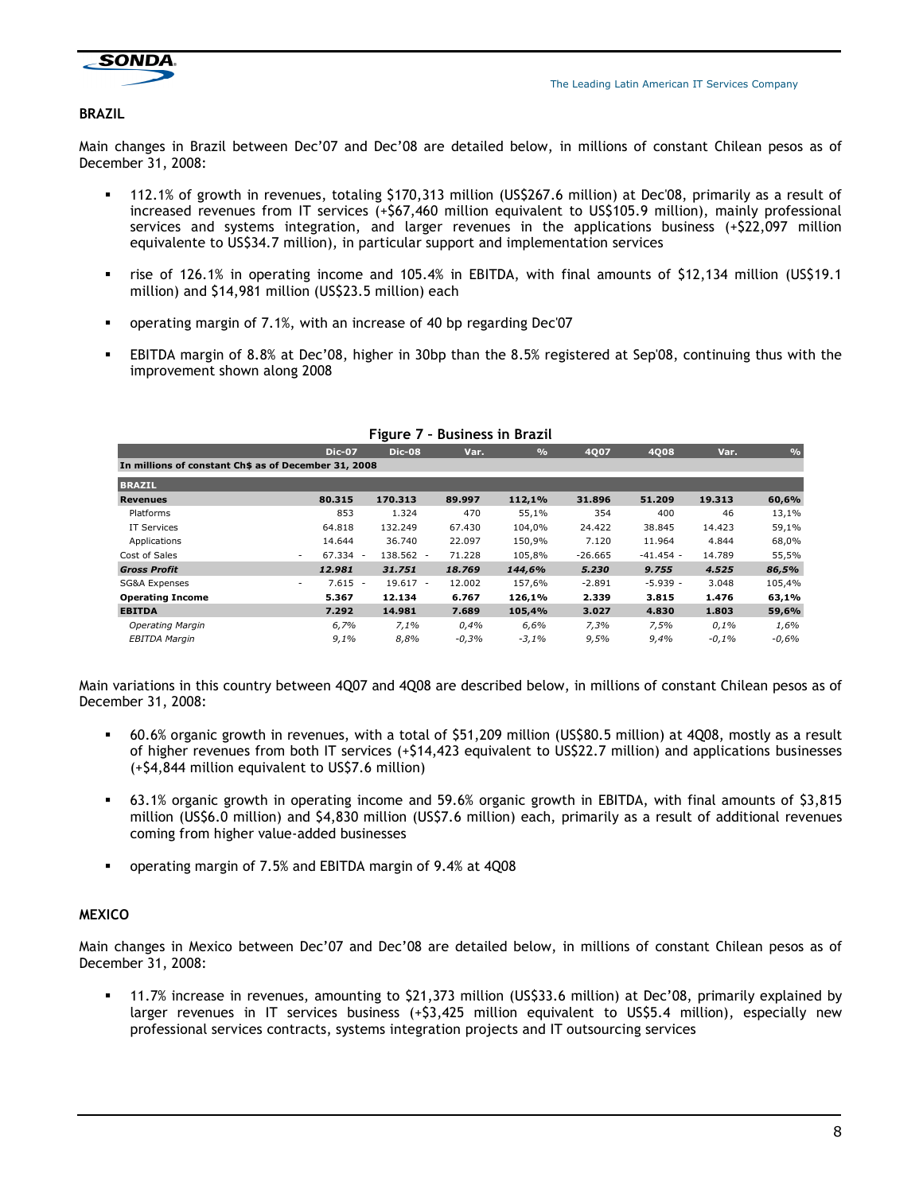## BRAZIL

Main changes in Brazil between Dec'07 and Dec'08 are detailed below, in millions of constant Chilean pesos as of December 31, 2008:

- 112.1% of growth in revenues, totaling $170,313 million (US$267.6 million) at Dec'08, primarily as a result of increased revenues from IT services (+$67,460 million equivalent to US$105.9 million), mainly professional services and systems integration, and larger revenues in the applications business (+$22,097 million equivalente to US$34.7 million), in particular support and implementation services
- rise of 126.1% in operating income and 105.4% in EBITDA, with final amounts of $12,134 million (US$19.1 million) and $14,981 million (US$23.5 million) each
- operating margin of 7.1%, with an increase of 40 bp regarding Dec'07
- EBITDA margin of 8.8% at Dec'08, higher in 30bp than the 8.5% registered at Sep'08, continuing thus with the improvement shown along 2008

**Figure 7 – Business in Brazil**

| | Dic-07 | Dic-08 | Var. | % | 4Q07 | 4Q08 | Var. | % |
|---|---|---|---|---|---|---|---|---|
| **In millions of constant Ch$ as of December 31, 2008** | | | | | | | | |
| **BRAZIL** | | | | | | | | |
| **Revenues** | **80.315** | **170.313** | **89.997** | **112,1%** | **31.896** | **51.209** | **19.313** | **60,6%** |
| Platforms | 853 | 1.324 | 470 | 55,1% | 354 | 400 | 46 | 13,1% |
| IT Services | 64.818 | 132.249 | 67.430 | 104,0% | 24.422 | 38.845 | 14.423 | 59,1% |
| Applications | 14.644 | 36.740 | 22.097 | 150,9% | 7.120 | 11.964 | 4.844 | 68,0% |
| Cost of Sales | - 67.334 | - 138.562 | - 71.228 | 105,8% | -26.665 | -41.454 | - 14.789 | 55,5% |
| ***Gross Profit*** | ***12.981*** | ***31.751*** | ***18.769*** | ***144,6%*** | ***5.230*** | ***9.755*** | ***4.525*** | ***86,5%*** |
| SG&A Expenses | - 7.615 | - 19.617 | - 12.002 | 157,6% | -2.891 | -5.939 | - 3.048 | 105,4% |
| **Operating Income** | **5.367** | **12.134** | **6.767** | **126,1%** | **2.339** | **3.815** | **1.476** | **63,1%** |
| **EBITDA** | **7.292** | **14.981** | **7.689** | **105,4%** | **3.027** | **4.830** | **1.803** | **59,6%** |
| *Operating Margin* | *6,7%* | *7,1%* | *0,4%* | *6,6%* | *7,3%* | *7,5%* | *0,1%* | *1,6%* |
| *EBITDA Margin* | *9,1%* | *8,8%* | *-0,3%* | *-3,1%* | *9,5%* | *9,4%* | *-0,1%* | *-0,6%* |

Main variations in this country between 4Q07 and 4Q08 are described below, in millions of constant Chilean pesos as of December 31, 2008:

- 60.6% organic growth in revenues, with a total of $51,209 million (US$80.5 million) at 4Q08, mostly as a result of higher revenues from both IT services (+$14,423 equivalent to US$22.7 million) and applications businesses (+$4,844 million equivalent to US$7.6 million)
- 63.1% organic growth in operating income and 59.6% organic growth in EBITDA, with final amounts of $3,815 million (US$6.0 million) and $4,830 million (US$7.6 million) each, primarily as a result of additional revenues coming from higher value-added businesses
- operating margin of 7.5% and EBITDA margin of 9.4% at 4Q08

## MEXICO

Main changes in Mexico between Dec'07 and Dec'08 are detailed below, in millions of constant Chilean pesos as of December 31, 2008:

- 11.7% increase in revenues, amounting to $21,373 million (US$33.6 million) at Dec'08, primarily explained by larger revenues in IT services business (+$3,425 million equivalent to US$5.4 million), especially new professional services contracts, systems integration projects and IT outsourcing services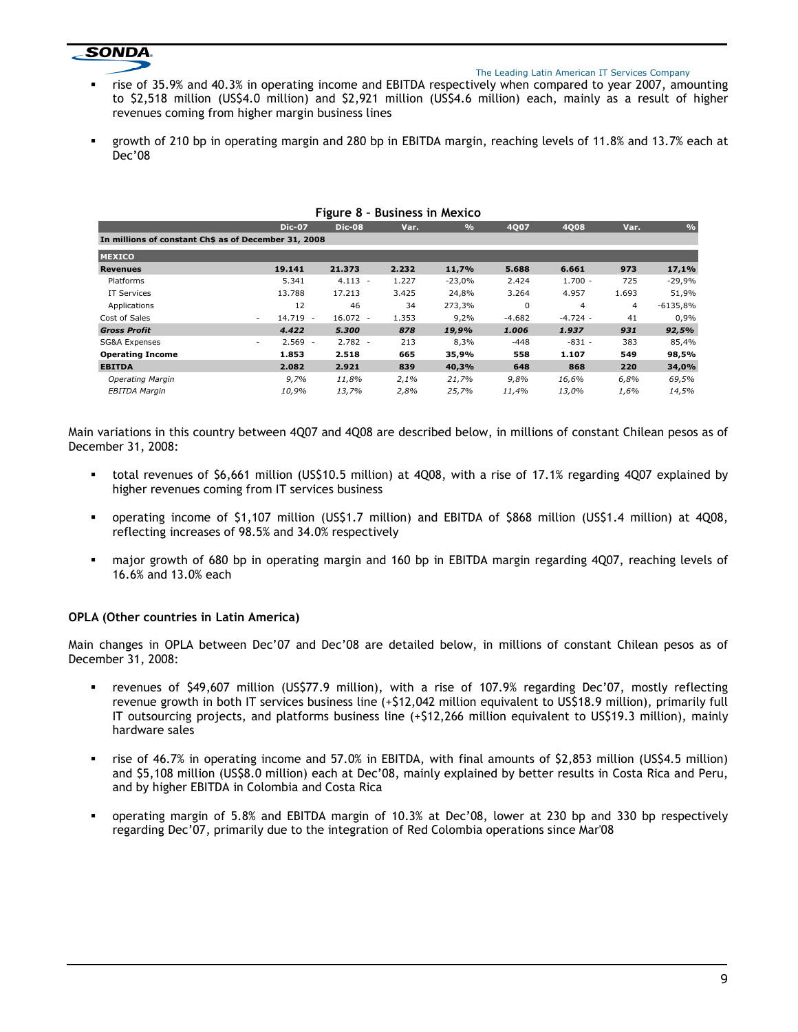- rise of 35.9% and 40.3% in operating income and EBITDA respectively when compared to year 2007, amounting to $2,518 million (US$4.0 million) and $2,921 million (US$4.6 million) each, mainly as a result of higher revenues coming from higher margin business lines

- growth of 210 bp in operating margin and 280 bp in EBITDA margin, reaching levels of 11.8% and 13.7% each at Dec'08

**Figure 8 – Business in Mexico**

| | Dic-07 | Dic-08 | Var. | % | 4Q07 | 4Q08 | Var. | % |
|---|---|---|---|---|---|---|---|---|
| In millions of constant Ch$ as of December 31, 2008 | | | | | | | | |
| **MEXICO** | | | | | | | | |
| **Revenues** | **19.141** | **21.373** | **2.232** | **11,7%** | **5.688** | **6.661** | **973** | **17,1%** |
| Platforms | 5.341 | 4.113 | - 1.227 | -23,0% | 2.424 | 1.700 | - 725 | -29,9% |
| IT Services | 13.788 | 17.213 | 3.425 | 24,8% | 3.264 | 4.957 | 1.693 | 51,9% |
| Applications | 12 | 46 | 34 | 273,3% | 0 | 4 | 4 | -6135,8% |
| Cost of Sales | - 14.719 | - 16.072 | - 1.353 | 9,2% | -4.682 | -4.724 | - 41 | 0,9% |
| ***Gross Profit*** | ***4.422*** | ***5.300*** | ***878*** | ***19,9%*** | ***1.006*** | ***1.937*** | ***931*** | ***92,5%*** |
| SG&A Expenses | - 2.569 | - 2.782 | - 213 | 8,3% | -448 | -831 | - 383 | 85,4% |
| **Operating Income** | **1.853** | **2.518** | **665** | **35,9%** | **558** | **1.107** | **549** | **98,5%** |
| **EBITDA** | **2.082** | **2.921** | **839** | **40,3%** | **648** | **868** | **220** | **34,0%** |
| *Operating Margin* | *9,7%* | *11,8%* | *2,1%* | *21,7%* | *9,8%* | *16,6%* | *6,8%* | *69,5%* |
| *EBITDA Margin* | *10,9%* | *13,7%* | *2,8%* | *25,7%* | *11,4%* | *13,0%* | *1,6%* | *14,5%* |

Main variations in this country between 4Q07 and 4Q08 are described below, in millions of constant Chilean pesos as of December 31, 2008:

- total revenues of $6,661 million (US$10.5 million) at 4Q08, with a rise of 17.1% regarding 4Q07 explained by higher revenues coming from IT services business

- operating income of $1,107 million (US$1.7 million) and EBITDA of $868 million (US$1.4 million) at 4Q08, reflecting increases of 98.5% and 34.0% respectively

- major growth of 680 bp in operating margin and 160 bp in EBITDA margin regarding 4Q07, reaching levels of 16.6% and 13.0% each

**OPLA (Other countries in Latin America)**

Main changes in OPLA between Dec'07 and Dec'08 are detailed below, in millions of constant Chilean pesos as of December 31, 2008:

- revenues of $49,607 million (US$77.9 million), with a rise of 107.9% regarding Dec'07, mostly reflecting revenue growth in both IT services business line (+$12,042 million equivalent to US$18.9 million), primarily full IT outsourcing projects, and platforms business line (+$12,266 million equivalent to US$19.3 million), mainly hardware sales

- rise of 46.7% in operating income and 57.0% in EBITDA, with final amounts of $2,853 million (US$4.5 million) and $5,108 million (US$8.0 million) each at Dec'08, mainly explained by better results in Costa Rica and Peru, and by higher EBITDA in Colombia and Costa Rica

- operating margin of 5.8% and EBITDA margin of 10.3% at Dec'08, lower at 230 bp and 330 bp respectively regarding Dec'07, primarily due to the integration of Red Colombia operations since Mar'08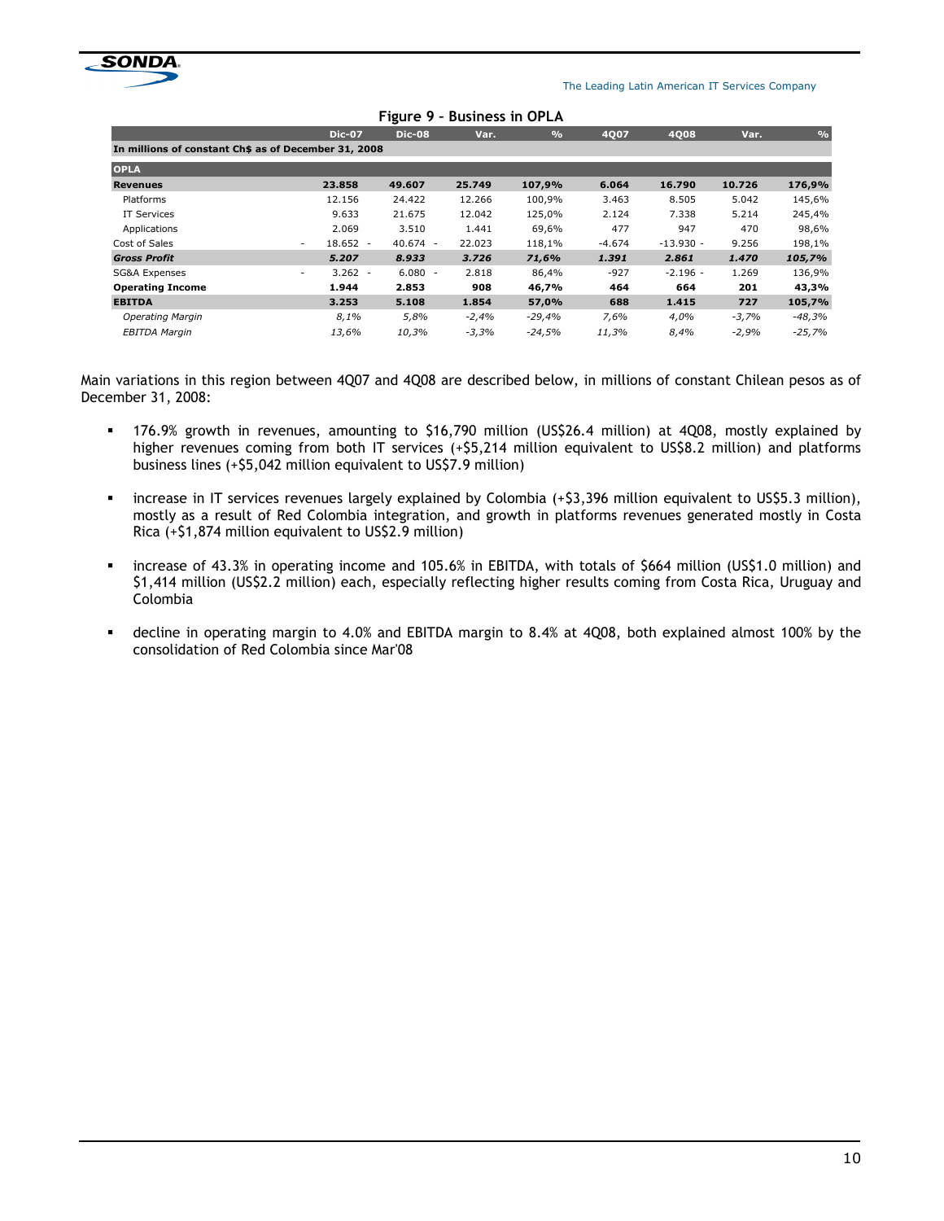**Figure 9 – Business in OPLA**

| | Dic-07 | Dic-08 | Var. | % | 4Q07 | 4Q08 | Var. | % |
|---|---|---|---|---|---|---|---|---|
| **In millions of constant Ch$ as of December 31, 2008** | | | | | | | | |
| **OPLA** | | | | | | | | |
| **Revenues** | **23.858** | **49.607** | **25.749** | **107,9%** | **6.064** | **16.790** | **10.726** | **176,9%** |
| Platforms | 12.156 | 24.422 | 12.266 | 100,9% | 3.463 | 8.505 | 5.042 | 145,6% |
| IT Services | 9.633 | 21.675 | 12.042 | 125,0% | 2.124 | 7.338 | 5.214 | 245,4% |
| Applications | 2.069 | 3.510 | 1.441 | 69,6% | 477 | 947 | 470 | 98,6% |
| Cost of Sales | - 18.652 | - 40.674 | - 22.023 | 118,1% | -4.674 | -13.930 | - 9.256 | 198,1% |
| ***Gross Profit*** | ***5.207*** | ***8.933*** | ***3.726*** | ***71,6%*** | ***1.391*** | ***2.861*** | ***1.470*** | ***105,7%*** |
| SG&A Expenses | - 3.262 | - 6.080 | - 2.818 | 86,4% | -927 | -2.196 | - 1.269 | 136,9% |
| **Operating Income** | **1.944** | **2.853** | **908** | **46,7%** | **464** | **664** | **201** | **43,3%** |
| **EBITDA** | **3.253** | **5.108** | **1.854** | **57,0%** | **688** | **1.415** | **727** | **105,7%** |
| *Operating Margin* | *8,1%* | *5,8%* | *-2,4%* | *-29,4%* | *7,6%* | *4,0%* | *-3,7%* | *-48,3%* |
| *EBITDA Margin* | *13,6%* | *10,3%* | *-3,3%* | *-24,5%* | *11,3%* | *8,4%* | *-2,9%* | *-25,7%* |

Main variations in this region between 4Q07 and 4Q08 are described below, in millions of constant Chilean pesos as of December 31, 2008:

- 176.9% growth in revenues, amounting to $16,790 million (US$26.4 million) at 4Q08, mostly explained by higher revenues coming from both IT services (+$5,214 million equivalent to US$8.2 million) and platforms business lines (+$5,042 million equivalent to US$7.9 million)
- increase in IT services revenues largely explained by Colombia (+$3,396 million equivalent to US$5.3 million), mostly as a result of Red Colombia integration, and growth in platforms revenues generated mostly in Costa Rica (+$1,874 million equivalent to US$2.9 million)
- increase of 43.3% in operating income and 105.6% in EBITDA, with totals of $664 million (US$1.0 million) and $1,414 million (US$2.2 million) each, especially reflecting higher results coming from Costa Rica, Uruguay and Colombia
- decline in operating margin to 4.0% and EBITDA margin to 8.4% at 4Q08, both explained almost 100% by the consolidation of Red Colombia since Mar'08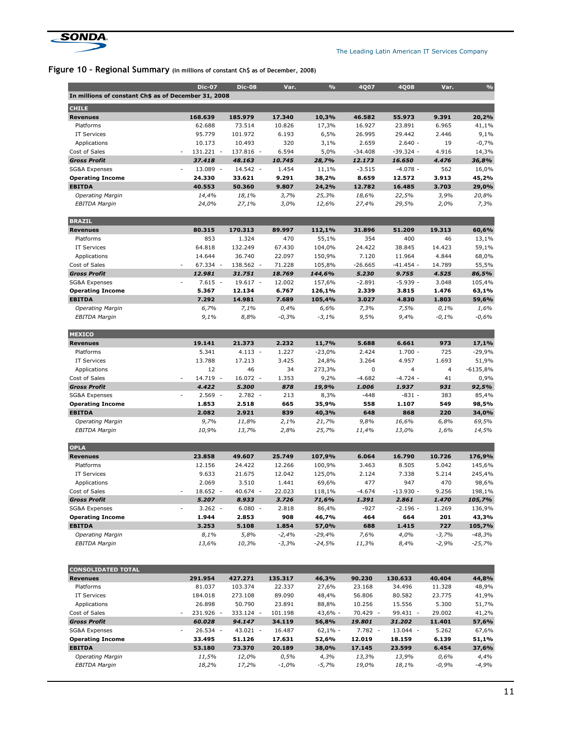## Figure 10 – Regional Summary (in millions of constant Ch$ as of December, 2008)

| | Dic-07 | Dic-08 | Var. | % | 4Q07 | 4Q08 | Var. | % |
|---|---|---|---|---|---|---|---|---|
| **In millions of constant Ch$ as of December 31, 2008** | | | | | | | | |
| **CHILE** | | | | | | | | |
| **Revenues** | **168.639** | **185.979** | **17.340** | **10,3%** | **46.582** | **55.973** | **9.391** | **20,2%** |
| Platforms | 62.688 | 73.514 | 10.826 | 17,3% | 16.927 | 23.891 | 6.965 | 41,1% |
| IT Services | 95.779 | 101.972 | 6.193 | 6,5% | 26.995 | 29.442 | 2.446 | 9,1% |
| Applications | 10.173 | 10.493 | 320 | 3,1% | 2.659 | 2.640 - | 19 | -0,7% |
| Cost of Sales | - 131.221 - | 137.816 - | 6.594 | 5,0% | -34.408 | -39.324 - | 4.916 | 14,3% |
| ***Gross Profit*** | ***37.418*** | ***48.163*** | ***10.745*** | ***28,7%*** | ***12.173*** | ***16.650*** | ***4.476*** | ***36,8%*** |
| SG&A Expenses | - 13.089 - | 14.542 - | 1.454 | 11,1% | -3.515 | -4.078 - | 562 | 16,0% |
| **Operating Income** | **24.330** | **33.621** | **9.291** | **38,2%** | **8.659** | **12.572** | **3.913** | **45,2%** |
| **EBITDA** | **40.553** | **50.360** | **9.807** | **24,2%** | **12.782** | **16.485** | **3.703** | **29,0%** |
| *Operating Margin* | *14,4%* | *18,1%* | *3,7%* | *25,3%* | *18,6%* | *22,5%* | *3,9%* | *20,8%* |
| *EBITDA Margin* | *24,0%* | *27,1%* | *3,0%* | *12,6%* | *27,4%* | *29,5%* | *2,0%* | *7,3%* |
| **BRAZIL** | | | | | | | | |
| **Revenues** | **80.315** | **170.313** | **89.997** | **112,1%** | **31.896** | **51.209** | **19.313** | **60,6%** |
| Platforms | 853 | 1.324 | 470 | 55,1% | 354 | 400 | 46 | 13,1% |
| IT Services | 64.818 | 132.249 | 67.430 | 104,0% | 24.422 | 38.845 | 14.423 | 59,1% |
| Applications | 14.644 | 36.740 | 22.097 | 150,9% | 7.120 | 11.964 | 4.844 | 68,0% |
| Cost of Sales | - 67.334 - | 138.562 - | 71.228 | 105,8% | -26.665 | -41.454 - | 14.789 | 55,5% |
| ***Gross Profit*** | ***12.981*** | ***31.751*** | ***18.769*** | ***144,6%*** | ***5.230*** | ***9.755*** | ***4.525*** | ***86,5%*** |
| SG&A Expenses | - 7.615 - | 19.617 - | 12.002 | 157,6% | -2.891 | -5.939 - | 3.048 | 105,4% |
| **Operating Income** | **5.367** | **12.134** | **6.767** | **126,1%** | **2.339** | **3.815** | **1.476** | **63,1%** |
| **EBITDA** | **7.292** | **14.981** | **7.689** | **105,4%** | **3.027** | **4.830** | **1.803** | **59,6%** |
| *Operating Margin* | *6,7%* | *7,1%* | *0,4%* | *6,6%* | *7,3%* | *7,5%* | *0,1%* | *1,6%* |
| *EBITDA Margin* | *9,1%* | *8,8%* | *-0,3%* | *-3,1%* | *9,5%* | *9,4%* | *-0,1%* | *-0,6%* |
| **MEXICO** | | | | | | | | |
| **Revenues** | **19.141** | **21.373** | **2.232** | **11,7%** | **5.688** | **6.661** | **973** | **17,1%** |
| Platforms | 5.341 | 4.113 - | 1.227 | -23,0% | 2.424 | 1.700 - | 725 | -29,9% |
| IT Services | 13.788 | 17.213 | 3.425 | 24,8% | 3.264 | 4.957 | 1.693 | 51,9% |
| Applications | 12 | 46 | 34 | 273,3% | 0 | 4 | 4 | -6135,8% |
| Cost of Sales | - 14.719 - | 16.072 - | 1.353 | 9,2% | -4.682 | -4.724 - | 41 | 0,9% |
| ***Gross Profit*** | ***4.422*** | ***5.300*** | ***878*** | ***19,9%*** | ***1.006*** | ***1.937*** | ***931*** | ***92,5%*** |
| SG&A Expenses | - 2.569 - | 2.782 - | 213 | 8,3% | -448 | -831 - | 383 | 85,4% |
| **Operating Income** | **1.853** | **2.518** | **665** | **35,9%** | **558** | **1.107** | **549** | **98,5%** |
| **EBITDA** | **2.082** | **2.921** | **839** | **40,3%** | **648** | **868** | **220** | **34,0%** |
| *Operating Margin* | *9,7%* | *11,8%* | *2,1%* | *21,7%* | *9,8%* | *16,6%* | *6,8%* | *69,5%* |
| *EBITDA Margin* | *10,9%* | *13,7%* | *2,8%* | *25,7%* | *11,4%* | *13,0%* | *1,6%* | *14,5%* |
| **OPLA** | | | | | | | | |
| **Revenues** | **23.858** | **49.607** | **25.749** | **107,9%** | **6.064** | **16.790** | **10.726** | **176,9%** |
| Platforms | 12.156 | 24.422 | 12.266 | 100,9% | 3.463 | 8.505 | 5.042 | 145,6% |
| IT Services | 9.633 | 21.675 | 12.042 | 125,0% | 2.124 | 7.338 | 5.214 | 245,4% |
| Applications | 2.069 | 3.510 | 1.441 | 69,6% | 477 | 947 | 470 | 98,6% |
| Cost of Sales | - 18.652 - | 40.674 - | 22.023 | 118,1% | -4.674 | -13.930 - | 9.256 | 198,1% |
| ***Gross Profit*** | ***5.207*** | ***8.933*** | ***3.726*** | ***71,6%*** | ***1.391*** | ***2.861*** | ***1.470*** | ***105,7%*** |
| SG&A Expenses | - 3.262 - | 6.080 - | 2.818 | 86,4% | -927 | -2.196 - | 1.269 | 136,9% |
| **Operating Income** | **1.944** | **2.853** | **908** | **46,7%** | **464** | **664** | **201** | **43,3%** |
| **EBITDA** | **3.253** | **5.108** | **1.854** | **57,0%** | **688** | **1.415** | **727** | **105,7%** |
| *Operating Margin* | *8,1%* | *5,8%* | *-2,4%* | *-29,4%* | *7,6%* | *4,0%* | *-3,7%* | *-48,3%* |
| *EBITDA Margin* | *13,6%* | *10,3%* | *-3,3%* | *-24,5%* | *11,3%* | *8,4%* | *-2,9%* | *-25,7%* |
| **CONSOLIDATED TOTAL** | | | | | | | | |
| **Revenues** | **291.954** | **427.271** | **135.317** | **46,3%** | **90.230** | **130.633** | **40.404** | **44,8%** |
| Platforms | 81.037 | 103.374 | 22.337 | 27,6% | 23.168 | 34.496 | 11.328 | 48,9% |
| IT Services | 184.018 | 273.108 | 89.090 | 48,4% | 56.806 | 80.582 | 23.775 | 41,9% |
| Applications | 26.898 | 50.790 | 23.891 | 88,8% | 10.256 | 15.556 | 5.300 | 51,7% |
| Cost of Sales | - 231.926 - | 333.124 - | 101.198 | 43,6% - | 70.429 - | 99.431 - | 29.002 | 41,2% |
| ***Gross Profit*** | ***60.028*** | ***94.147*** | ***34.119*** | ***56,8%*** | ***19.801*** | ***31.202*** | ***11.401*** | ***57,6%*** |
| SG&A Expenses | - 26.534 - | 43.021 - | 16.487 | 62,1% - | 7.782 - | 13.044 - | 5.262 | 67,6% |
| **Operating Income** | **33.495** | **51.126** | **17.631** | **52,6%** | **12.019** | **18.159** | **6.139** | **51,1%** |
| **EBITDA** | **53.180** | **73.370** | **20.189** | **38,0%** | **17.145** | **23.599** | **6.454** | **37,6%** |
| *Operating Margin* | *11,5%* | *12,0%* | *0,5%* | *4,3%* | *13,3%* | *13,9%* | *0,6%* | *4,4%* |
| *EBITDA Margin* | *18,2%* | *17,2%* | *-1,0%* | *-5,7%* | *19,0%* | *18,1%* | *-0,9%* | *-4,9%* |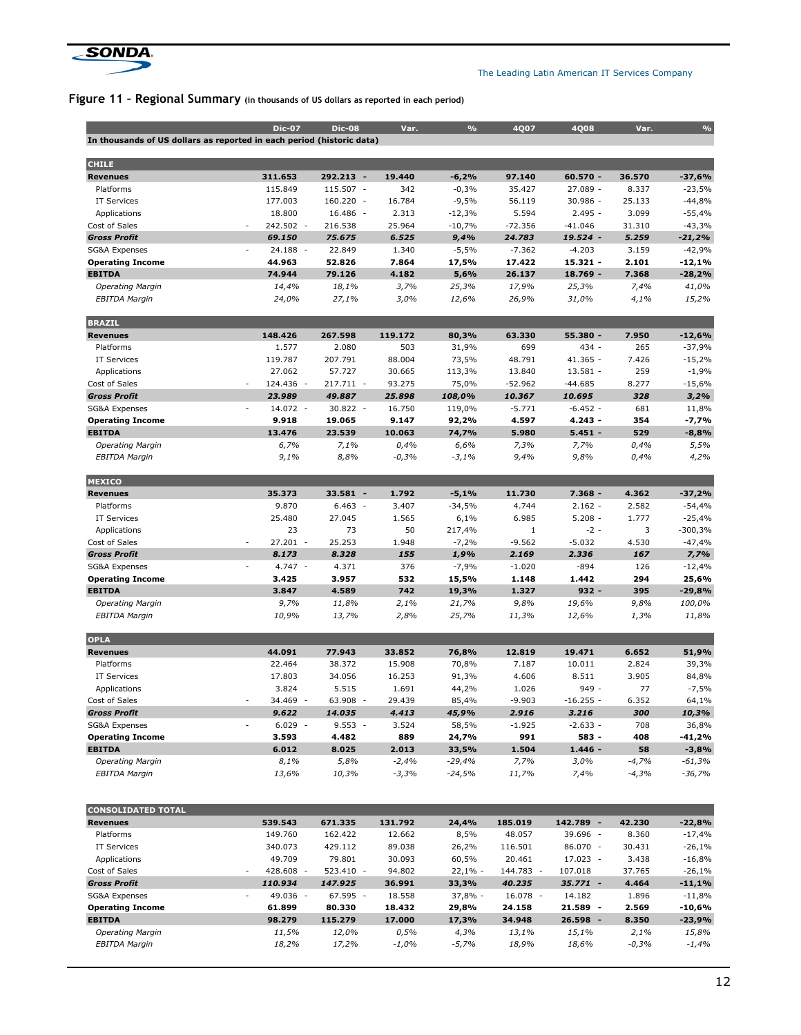## Figure 11 – Regional Summary (in thousands of US dollars as reported in each period)

| | Dic-07 | Dic-08 | Var. | % | 4Q07 | 4Q08 | Var. | % |
|---|---|---|---|---|---|---|---|---|
| **In thousands of US dollars as reported in each period (historic data)** | | | | | | | | |
| **CHILE** | | | | | | | | |
| **Revenues** | **311.653** | **292.213** | **-19.440** | **-6,2%** | **97.140** | **60.570** | **-36.570** | **-37,6%** |
| Platforms | 115.849 | 115.507 | -342 | -0,3% | 35.427 | 27.089 | -8.337 | -23,5% |
| IT Services | 177.003 | 160.220 | -16.784 | -9,5% | 56.119 | 30.986 | -25.133 | -44,8% |
| Applications | 18.800 | 16.486 | -2.313 | -12,3% | 5.594 | 2.495 | -3.099 | -55,4% |
| Cost of Sales | -242.502 | -216.538 | 25.964 | -10,7% | -72.356 | -41.046 | 31.310 | -43,3% |
| ***Gross Profit*** | ***69.150*** | ***75.675*** | ***6.525*** | ***9,4%*** | ***24.783*** | ***19.524*** | ***-5.259*** | ***-21,2%*** |
| SG&A Expenses | -24.188 | -22.849 | 1.340 | -5,5% | -7.362 | -4.203 | 3.159 | -42,9% |
| **Operating Income** | **44.963** | **52.826** | **7.864** | **17,5%** | **17.422** | **15.321** | **-2.101** | **-12,1%** |
| **EBITDA** | **74.944** | **79.126** | **4.182** | **5,6%** | **26.137** | **18.769** | **-7.368** | **-28,2%** |
| *Operating Margin* | *14,4%* | *18,1%* | *3,7%* | *25,3%* | *17,9%* | *25,3%* | *7,4%* | *41,0%* |
| *EBITDA Margin* | *24,0%* | *27,1%* | *3,0%* | *12,6%* | *26,9%* | *31,0%* | *4,1%* | *15,2%* |
| **BRAZIL** | | | | | | | | |
| **Revenues** | **148.426** | **267.598** | **119.172** | **80,3%** | **63.330** | **55.380** | **-7.950** | **-12,6%** |
| Platforms | 1.577 | 2.080 | 503 | 31,9% | 699 | 434 | -265 | -37,9% |
| IT Services | 119.787 | 207.791 | 88.004 | 73,5% | 48.791 | 41.365 | -7.426 | -15,2% |
| Applications | 27.062 | 57.727 | 30.665 | 113,3% | 13.840 | 13.581 | -259 | -1,9% |
| Cost of Sales | -124.436 | -217.711 | -93.275 | 75,0% | -52.962 | -44.685 | 8.277 | -15,6% |
| ***Gross Profit*** | ***23.989*** | ***49.887*** | ***25.898*** | ***108,0%*** | ***10.367*** | ***10.695*** | ***328*** | ***3,2%*** |
| SG&A Expenses | -14.072 | -30.822 | -16.750 | 119,0% | -5.771 | -6.452 | -681 | 11,8% |
| **Operating Income** | **9.918** | **19.065** | **9.147** | **92,2%** | **4.597** | **4.243** | **-354** | **-7,7%** |
| **EBITDA** | **13.476** | **23.539** | **10.063** | **74,7%** | **5.980** | **5.451** | **-529** | **-8,8%** |
| *Operating Margin* | *6,7%* | *7,1%* | *0,4%* | *6,6%* | *7,3%* | *7,7%* | *0,4%* | *5,5%* |
| *EBITDA Margin* | *9,1%* | *8,8%* | *-0,3%* | *-3,1%* | *9,4%* | *9,8%* | *0,4%* | *4,2%* |
| **MEXICO** | | | | | | | | |
| **Revenues** | **35.373** | **33.581** | **-1.792** | **-5,1%** | **11.730** | **7.368** | **-4.362** | **-37,2%** |
| Platforms | 9.870 | 6.463 | -3.407 | -34,5% | 4.744 | 2.162 | -2.582 | -54,4% |
| IT Services | 25.480 | 27.045 | 1.565 | 6,1% | 6.985 | 5.208 | -1.777 | -25,4% |
| Applications | 23 | 73 | 50 | 217,4% | 1 | -2 | -3 | -300,3% |
| Cost of Sales | -27.201 | -25.253 | 1.948 | -7,2% | -9.562 | -5.032 | 4.530 | -47,4% |
| ***Gross Profit*** | ***8.173*** | ***8.328*** | ***155*** | ***1,9%*** | ***2.169*** | ***2.336*** | ***167*** | ***7,7%*** |
| SG&A Expenses | -4.747 | -4.371 | 376 | -7,9% | -1.020 | -894 | 126 | -12,4% |
| **Operating Income** | **3.425** | **3.957** | **532** | **15,5%** | **1.148** | **1.442** | **294** | **25,6%** |
| **EBITDA** | **3.847** | **4.589** | **742** | **19,3%** | **1.327** | **932** | **-395** | **-29,8%** |
| *Operating Margin* | *9,7%* | *11,8%* | *2,1%* | *21,7%* | *9,8%* | *19,6%* | *9,8%* | *100,0%* |
| *EBITDA Margin* | *10,9%* | *13,7%* | *2,8%* | *25,7%* | *11,3%* | *12,6%* | *1,3%* | *11,8%* |
| **OPLA** | | | | | | | | |
| **Revenues** | **44.091** | **77.943** | **33.852** | **76,8%** | **12.819** | **19.471** | **6.652** | **51,9%** |
| Platforms | 22.464 | 38.372 | 15.908 | 70,8% | 7.187 | 10.011 | 2.824 | 39,3% |
| IT Services | 17.803 | 34.056 | 16.253 | 91,3% | 4.606 | 8.511 | 3.905 | 84,8% |
| Applications | 3.824 | 5.515 | 1.691 | 44,2% | 1.026 | 949 | -77 | -7,5% |
| Cost of Sales | -34.469 | -63.908 | -29.439 | 85,4% | -9.903 | -16.255 | -6.352 | 64,1% |
| ***Gross Profit*** | ***9.622*** | ***14.035*** | ***4.413*** | ***45,9%*** | ***2.916*** | ***3.216*** | ***300*** | ***10,3%*** |
| SG&A Expenses | -6.029 | -9.553 | -3.524 | 58,5% | -1.925 | -2.633 | -708 | 36,8% |
| **Operating Income** | **3.593** | **4.482** | **889** | **24,7%** | **991** | **583** | **-408** | **-41,2%** |
| **EBITDA** | **6.012** | **8.025** | **2.013** | **33,5%** | **1.504** | **1.446** | **-58** | **-3,8%** |
| *Operating Margin* | *8,1%* | *5,8%* | *-2,4%* | *-29,4%* | *7,7%* | *3,0%* | *-4,7%* | *-61,3%* |
| *EBITDA Margin* | *13,6%* | *10,3%* | *-3,3%* | *-24,5%* | *11,7%* | *7,4%* | *-4,3%* | *-36,7%* |
| **CONSOLIDATED TOTAL** | | | | | | | | |
| **Revenues** | **539.543** | **671.335** | **131.792** | **24,4%** | **185.019** | **142.789** | **-42.230** | **-22,8%** |
| Platforms | 149.760 | 162.422 | 12.662 | 8,5% | 48.057 | 39.696 | -8.360 | -17,4% |
| IT Services | 340.073 | 429.112 | 89.038 | 26,2% | 116.501 | 86.070 | -30.431 | -26,1% |
| Applications | 49.709 | 79.801 | 30.093 | 60,5% | 20.461 | 17.023 | -3.438 | -16,8% |
| Cost of Sales | -428.608 | -523.410 | -94.802 | 22,1% | -144.783 | -107.018 | 37.765 | -26,1% |
| ***Gross Profit*** | ***110.934*** | ***147.925*** | ***36.991*** | ***33,3%*** | ***40.235*** | ***35.771*** | ***-4.464*** | ***-11,1%*** |
| SG&A Expenses | -49.036 | -67.595 | -18.558 | 37,8% | -16.078 | -14.182 | 1.896 | -11,8% |
| **Operating Income** | **61.899** | **80.330** | **18.432** | **29,8%** | **24.158** | **21.589** | **-2.569** | **-10,6%** |
| **EBITDA** | **98.279** | **115.279** | **17.000** | **17,3%** | **34.948** | **26.598** | **-8.350** | **-23,9%** |
| *Operating Margin* | *11,5%* | *12,0%* | *0,5%* | *4,3%* | *13,1%* | *15,1%* | *2,1%* | *15,8%* |
| *EBITDA Margin* | *18,2%* | *17,2%* | *-1,0%* | *-5,7%* | *18,9%* | *18,6%* | *-0,3%* | *-1,4%* |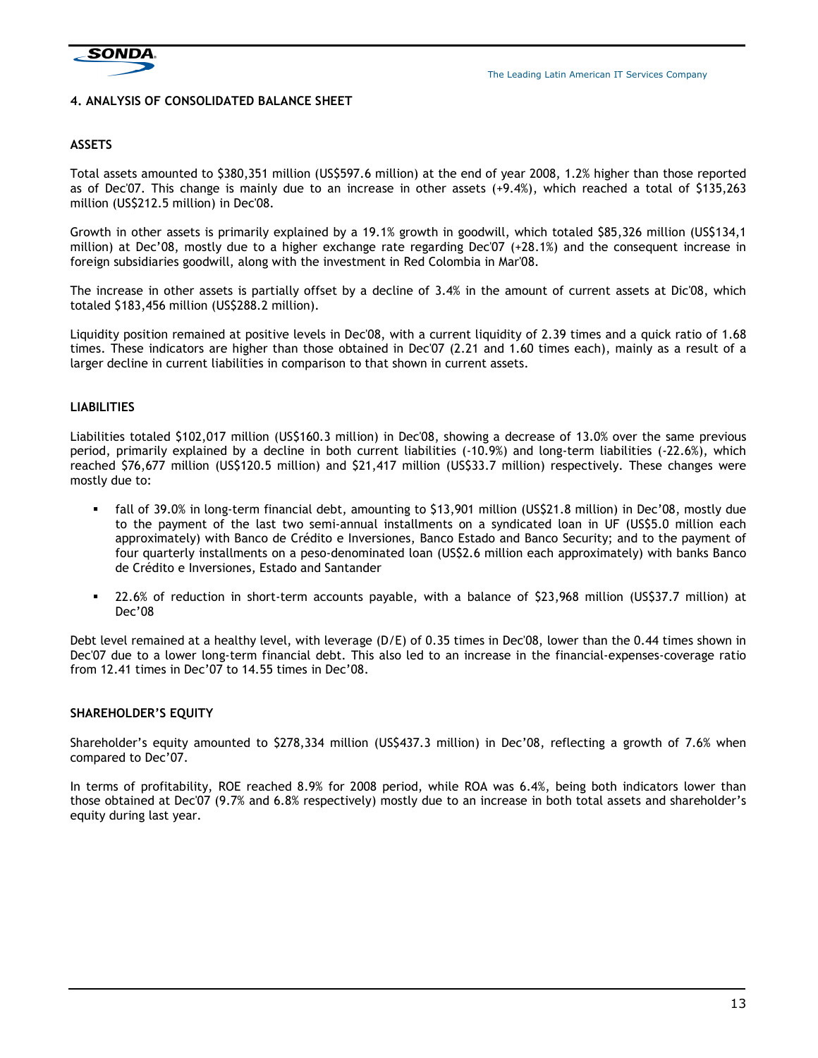## 4. ANALYSIS OF CONSOLIDATED BALANCE SHEET

### ASSETS

Total assets amounted to $380,351 million (US$597.6 million) at the end of year 2008, 1.2% higher than those reported as of Dec'07. This change is mainly due to an increase in other assets (+9.4%), which reached a total of $135,263 million (US$212.5 million) in Dec'08.

Growth in other assets is primarily explained by a 19.1% growth in goodwill, which totaled $85,326 million (US$134,1 million) at Dec'08, mostly due to a higher exchange rate regarding Dec'07 (+28.1%) and the consequent increase in foreign subsidiaries goodwill, along with the investment in Red Colombia in Mar'08.

The increase in other assets is partially offset by a decline of 3.4% in the amount of current assets at Dic'08, which totaled $183,456 million (US$288.2 million).

Liquidity position remained at positive levels in Dec'08, with a current liquidity of 2.39 times and a quick ratio of 1.68 times. These indicators are higher than those obtained in Dec'07 (2.21 and 1.60 times each), mainly as a result of a larger decline in current liabilities in comparison to that shown in current assets.

### LIABILITIES

Liabilities totaled $102,017 million (US$160.3 million) in Dec'08, showing a decrease of 13.0% over the same previous period, primarily explained by a decline in both current liabilities (-10.9%) and long-term liabilities (-22.6%), which reached $76,677 million (US$120.5 million) and $21,417 million (US$33.7 million) respectively. These changes were mostly due to:

- fall of 39.0% in long-term financial debt, amounting to $13,901 million (US$21.8 million) in Dec'08, mostly due to the payment of the last two semi-annual installments on a syndicated loan in UF (US$5.0 million each approximately) with Banco de Crédito e Inversiones, Banco Estado and Banco Security; and to the payment of four quarterly installments on a peso-denominated loan (US$2.6 million each approximately) with banks Banco de Crédito e Inversiones, Estado and Santander

- 22.6% of reduction in short-term accounts payable, with a balance of $23,968 million (US$37.7 million) at Dec'08

Debt level remained at a healthy level, with leverage (D/E) of 0.35 times in Dec'08, lower than the 0.44 times shown in Dec'07 due to a lower long-term financial debt. This also led to an increase in the financial-expenses-coverage ratio from 12.41 times in Dec'07 to 14.55 times in Dec'08.

### SHAREHOLDER'S EQUITY

Shareholder's equity amounted to $278,334 million (US$437.3 million) in Dec'08, reflecting a growth of 7.6% when compared to Dec'07.

In terms of profitability, ROE reached 8.9% for 2008 period, while ROA was 6.4%, being both indicators lower than those obtained at Dec'07 (9.7% and 6.8% respectively) mostly due to an increase in both total assets and shareholder's equity during last year.